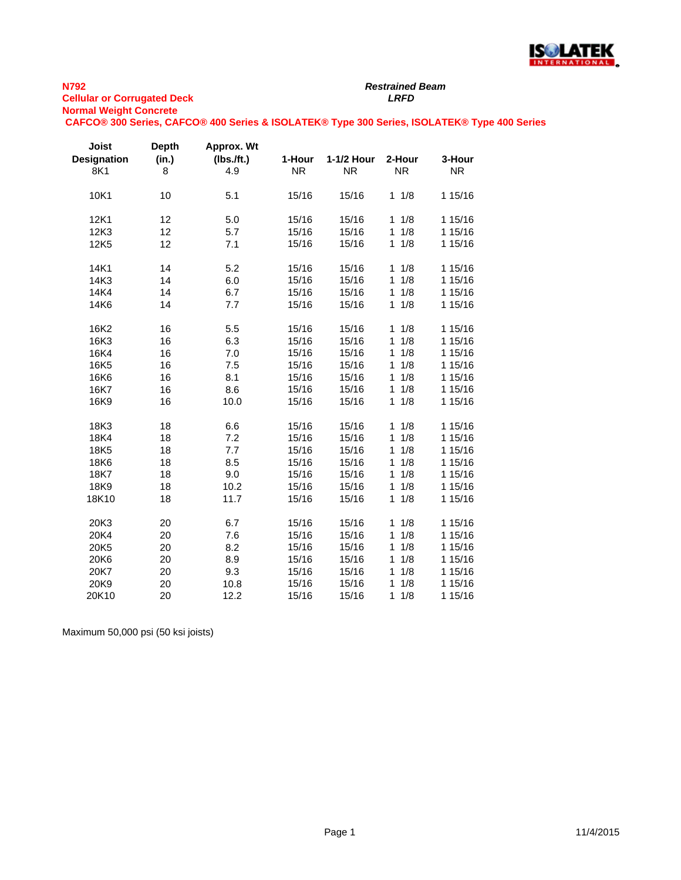**N792**
**Cellular or Corrugated Deck**
**Normal Weight Concrete**

***Restrained Beam***
***LRFD***

**CAFCO® 300 Series, CAFCO® 400 Series & ISOLATEK® Type 300 Series, ISOLATEK® Type 400 Series**

| Joist Designation | Depth (in.) | Approx. Wt (lbs./ft.) | 1-Hour | 1-1/2 Hour | 2-Hour | 3-Hour |
|---|---|---|---|---|---|---|
| 8K1 | 8 | 4.9 | NR | NR | NR | NR |
| 10K1 | 10 | 5.1 | 15/16 | 15/16 | 1 1/8 | 1 15/16 |
| 12K1 | 12 | 5.0 | 15/16 | 15/16 | 1 1/8 | 1 15/16 |
| 12K3 | 12 | 5.7 | 15/16 | 15/16 | 1 1/8 | 1 15/16 |
| 12K5 | 12 | 7.1 | 15/16 | 15/16 | 1 1/8 | 1 15/16 |
| 14K1 | 14 | 5.2 | 15/16 | 15/16 | 1 1/8 | 1 15/16 |
| 14K3 | 14 | 6.0 | 15/16 | 15/16 | 1 1/8 | 1 15/16 |
| 14K4 | 14 | 6.7 | 15/16 | 15/16 | 1 1/8 | 1 15/16 |
| 14K6 | 14 | 7.7 | 15/16 | 15/16 | 1 1/8 | 1 15/16 |
| 16K2 | 16 | 5.5 | 15/16 | 15/16 | 1 1/8 | 1 15/16 |
| 16K3 | 16 | 6.3 | 15/16 | 15/16 | 1 1/8 | 1 15/16 |
| 16K4 | 16 | 7.0 | 15/16 | 15/16 | 1 1/8 | 1 15/16 |
| 16K5 | 16 | 7.5 | 15/16 | 15/16 | 1 1/8 | 1 15/16 |
| 16K6 | 16 | 8.1 | 15/16 | 15/16 | 1 1/8 | 1 15/16 |
| 16K7 | 16 | 8.6 | 15/16 | 15/16 | 1 1/8 | 1 15/16 |
| 16K9 | 16 | 10.0 | 15/16 | 15/16 | 1 1/8 | 1 15/16 |
| 18K3 | 18 | 6.6 | 15/16 | 15/16 | 1 1/8 | 1 15/16 |
| 18K4 | 18 | 7.2 | 15/16 | 15/16 | 1 1/8 | 1 15/16 |
| 18K5 | 18 | 7.7 | 15/16 | 15/16 | 1 1/8 | 1 15/16 |
| 18K6 | 18 | 8.5 | 15/16 | 15/16 | 1 1/8 | 1 15/16 |
| 18K7 | 18 | 9.0 | 15/16 | 15/16 | 1 1/8 | 1 15/16 |
| 18K9 | 18 | 10.2 | 15/16 | 15/16 | 1 1/8 | 1 15/16 |
| 18K10 | 18 | 11.7 | 15/16 | 15/16 | 1 1/8 | 1 15/16 |
| 20K3 | 20 | 6.7 | 15/16 | 15/16 | 1 1/8 | 1 15/16 |
| 20K4 | 20 | 7.6 | 15/16 | 15/16 | 1 1/8 | 1 15/16 |
| 20K5 | 20 | 8.2 | 15/16 | 15/16 | 1 1/8 | 1 15/16 |
| 20K6 | 20 | 8.9 | 15/16 | 15/16 | 1 1/8 | 1 15/16 |
| 20K7 | 20 | 9.3 | 15/16 | 15/16 | 1 1/8 | 1 15/16 |
| 20K9 | 20 | 10.8 | 15/16 | 15/16 | 1 1/8 | 1 15/16 |
| 20K10 | 20 | 12.2 | 15/16 | 15/16 | 1 1/8 | 1 15/16 |

Maximum 50,000 psi (50 ksi joists)

11/4/2015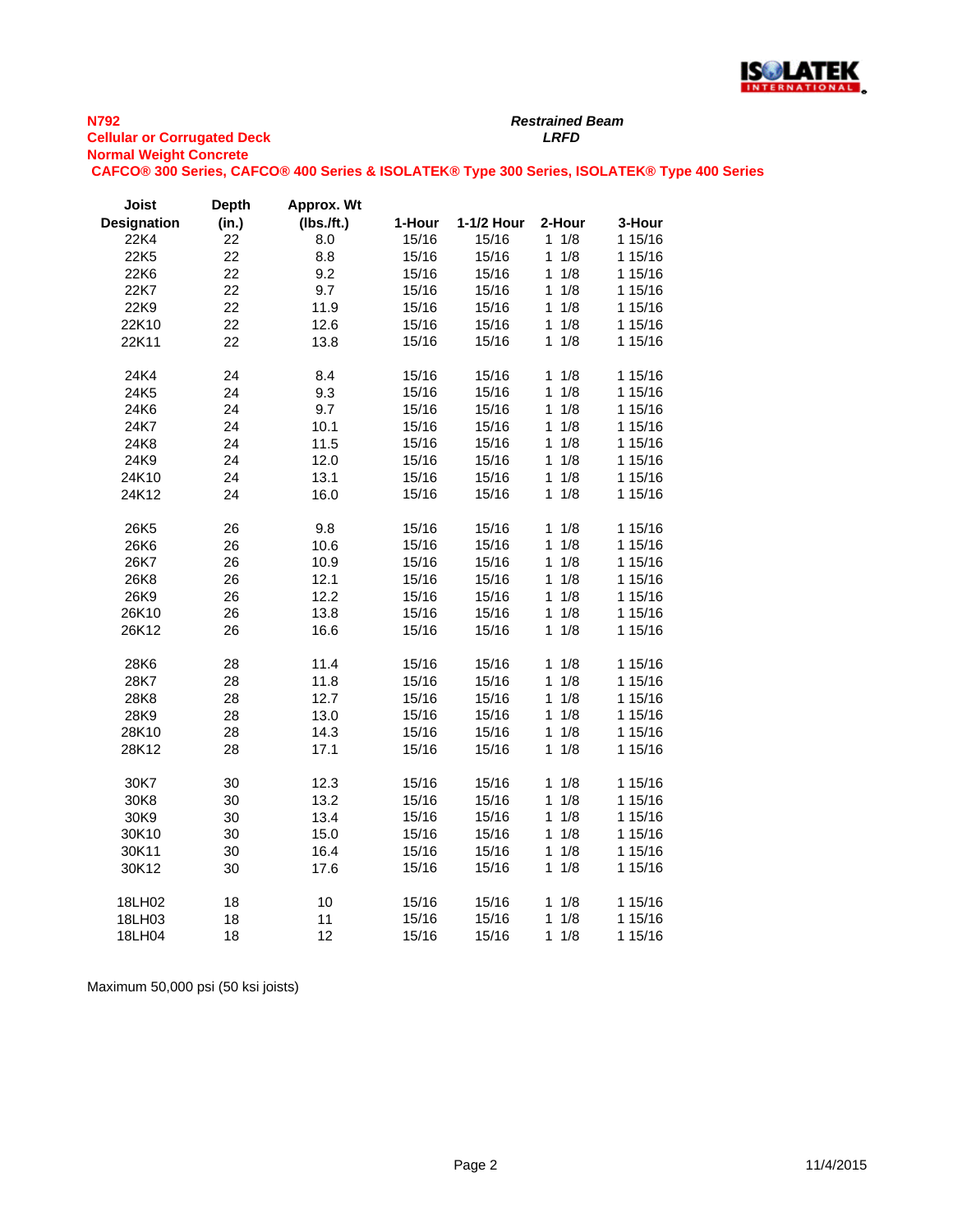**N792**
**Cellular or Corrugated Deck**
**Normal Weight Concrete**
**CAFCO® 300 Series, CAFCO® 400 Series & ISOLATEK® Type 300 Series, ISOLATEK® Type 400 Series**

***Restrained Beam***
***LRFD***

| Joist Designation | Depth (in.) | Approx. Wt (lbs./ft.) | 1-Hour | 1-1/2 Hour | 2-Hour | 3-Hour |
|---|---|---|---|---|---|---|
| 22K4 | 22 | 8.0 | 15/16 | 15/16 | 1 1/8 | 1 15/16 |
| 22K5 | 22 | 8.8 | 15/16 | 15/16 | 1 1/8 | 1 15/16 |
| 22K6 | 22 | 9.2 | 15/16 | 15/16 | 1 1/8 | 1 15/16 |
| 22K7 | 22 | 9.7 | 15/16 | 15/16 | 1 1/8 | 1 15/16 |
| 22K9 | 22 | 11.9 | 15/16 | 15/16 | 1 1/8 | 1 15/16 |
| 22K10 | 22 | 12.6 | 15/16 | 15/16 | 1 1/8 | 1 15/16 |
| 22K11 | 22 | 13.8 | 15/16 | 15/16 | 1 1/8 | 1 15/16 |
| | | | | | | |
| 24K4 | 24 | 8.4 | 15/16 | 15/16 | 1 1/8 | 1 15/16 |
| 24K5 | 24 | 9.3 | 15/16 | 15/16 | 1 1/8 | 1 15/16 |
| 24K6 | 24 | 9.7 | 15/16 | 15/16 | 1 1/8 | 1 15/16 |
| 24K7 | 24 | 10.1 | 15/16 | 15/16 | 1 1/8 | 1 15/16 |
| 24K8 | 24 | 11.5 | 15/16 | 15/16 | 1 1/8 | 1 15/16 |
| 24K9 | 24 | 12.0 | 15/16 | 15/16 | 1 1/8 | 1 15/16 |
| 24K10 | 24 | 13.1 | 15/16 | 15/16 | 1 1/8 | 1 15/16 |
| 24K12 | 24 | 16.0 | 15/16 | 15/16 | 1 1/8 | 1 15/16 |
| | | | | | | |
| 26K5 | 26 | 9.8 | 15/16 | 15/16 | 1 1/8 | 1 15/16 |
| 26K6 | 26 | 10.6 | 15/16 | 15/16 | 1 1/8 | 1 15/16 |
| 26K7 | 26 | 10.9 | 15/16 | 15/16 | 1 1/8 | 1 15/16 |
| 26K8 | 26 | 12.1 | 15/16 | 15/16 | 1 1/8 | 1 15/16 |
| 26K9 | 26 | 12.2 | 15/16 | 15/16 | 1 1/8 | 1 15/16 |
| 26K10 | 26 | 13.8 | 15/16 | 15/16 | 1 1/8 | 1 15/16 |
| 26K12 | 26 | 16.6 | 15/16 | 15/16 | 1 1/8 | 1 15/16 |
| | | | | | | |
| 28K6 | 28 | 11.4 | 15/16 | 15/16 | 1 1/8 | 1 15/16 |
| 28K7 | 28 | 11.8 | 15/16 | 15/16 | 1 1/8 | 1 15/16 |
| 28K8 | 28 | 12.7 | 15/16 | 15/16 | 1 1/8 | 1 15/16 |
| 28K9 | 28 | 13.0 | 15/16 | 15/16 | 1 1/8 | 1 15/16 |
| 28K10 | 28 | 14.3 | 15/16 | 15/16 | 1 1/8 | 1 15/16 |
| 28K12 | 28 | 17.1 | 15/16 | 15/16 | 1 1/8 | 1 15/16 |
| | | | | | | |
| 30K7 | 30 | 12.3 | 15/16 | 15/16 | 1 1/8 | 1 15/16 |
| 30K8 | 30 | 13.2 | 15/16 | 15/16 | 1 1/8 | 1 15/16 |
| 30K9 | 30 | 13.4 | 15/16 | 15/16 | 1 1/8 | 1 15/16 |
| 30K10 | 30 | 15.0 | 15/16 | 15/16 | 1 1/8 | 1 15/16 |
| 30K11 | 30 | 16.4 | 15/16 | 15/16 | 1 1/8 | 1 15/16 |
| 30K12 | 30 | 17.6 | 15/16 | 15/16 | 1 1/8 | 1 15/16 |
| | | | | | | |
| 18LH02 | 18 | 10 | 15/16 | 15/16 | 1 1/8 | 1 15/16 |
| 18LH03 | 18 | 11 | 15/16 | 15/16 | 1 1/8 | 1 15/16 |
| 18LH04 | 18 | 12 | 15/16 | 15/16 | 1 1/8 | 1 15/16 |

Maximum 50,000 psi (50 ksi joists)

11/4/2015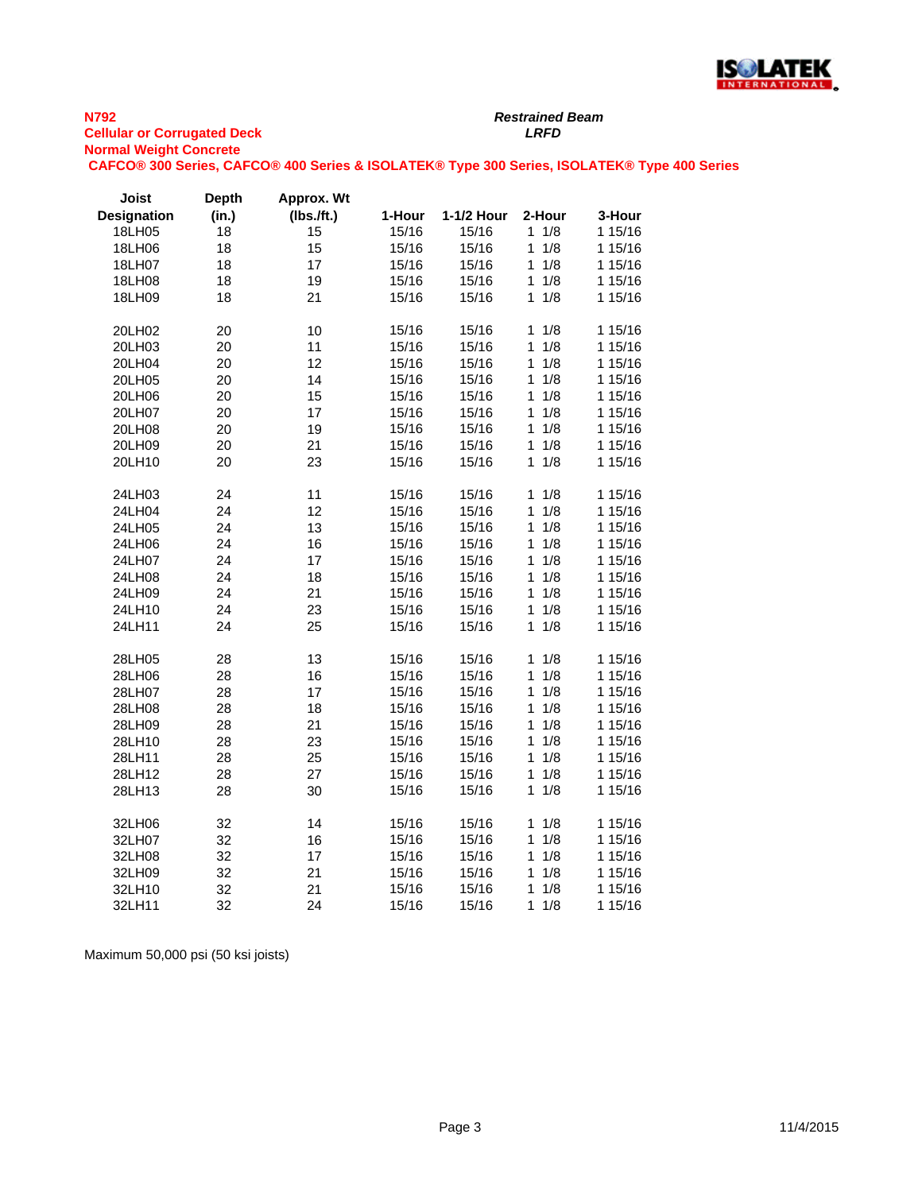**N792**
**Cellular or Corrugated Deck**
**Normal Weight Concrete**

***Restrained Beam***
***LRFD***

**CAFCO® 300 Series, CAFCO® 400 Series & ISOLATEK® Type 300 Series, ISOLATEK® Type 400 Series**

| Joist Designation | Depth (in.) | Approx. Wt (lbs./ft.) | 1-Hour | 1-1/2 Hour | 2-Hour | 3-Hour |
|---|---|---|---|---|---|---|
| 18LH05 | 18 | 15 | 15/16 | 15/16 | 1 1/8 | 1 15/16 |
| 18LH06 | 18 | 15 | 15/16 | 15/16 | 1 1/8 | 1 15/16 |
| 18LH07 | 18 | 17 | 15/16 | 15/16 | 1 1/8 | 1 15/16 |
| 18LH08 | 18 | 19 | 15/16 | 15/16 | 1 1/8 | 1 15/16 |
| 18LH09 | 18 | 21 | 15/16 | 15/16 | 1 1/8 | 1 15/16 |
| | | | | | | |
| 20LH02 | 20 | 10 | 15/16 | 15/16 | 1 1/8 | 1 15/16 |
| 20LH03 | 20 | 11 | 15/16 | 15/16 | 1 1/8 | 1 15/16 |
| 20LH04 | 20 | 12 | 15/16 | 15/16 | 1 1/8 | 1 15/16 |
| 20LH05 | 20 | 14 | 15/16 | 15/16 | 1 1/8 | 1 15/16 |
| 20LH06 | 20 | 15 | 15/16 | 15/16 | 1 1/8 | 1 15/16 |
| 20LH07 | 20 | 17 | 15/16 | 15/16 | 1 1/8 | 1 15/16 |
| 20LH08 | 20 | 19 | 15/16 | 15/16 | 1 1/8 | 1 15/16 |
| 20LH09 | 20 | 21 | 15/16 | 15/16 | 1 1/8 | 1 15/16 |
| 20LH10 | 20 | 23 | 15/16 | 15/16 | 1 1/8 | 1 15/16 |
| | | | | | | |
| 24LH03 | 24 | 11 | 15/16 | 15/16 | 1 1/8 | 1 15/16 |
| 24LH04 | 24 | 12 | 15/16 | 15/16 | 1 1/8 | 1 15/16 |
| 24LH05 | 24 | 13 | 15/16 | 15/16 | 1 1/8 | 1 15/16 |
| 24LH06 | 24 | 16 | 15/16 | 15/16 | 1 1/8 | 1 15/16 |
| 24LH07 | 24 | 17 | 15/16 | 15/16 | 1 1/8 | 1 15/16 |
| 24LH08 | 24 | 18 | 15/16 | 15/16 | 1 1/8 | 1 15/16 |
| 24LH09 | 24 | 21 | 15/16 | 15/16 | 1 1/8 | 1 15/16 |
| 24LH10 | 24 | 23 | 15/16 | 15/16 | 1 1/8 | 1 15/16 |
| 24LH11 | 24 | 25 | 15/16 | 15/16 | 1 1/8 | 1 15/16 |
| | | | | | | |
| 28LH05 | 28 | 13 | 15/16 | 15/16 | 1 1/8 | 1 15/16 |
| 28LH06 | 28 | 16 | 15/16 | 15/16 | 1 1/8 | 1 15/16 |
| 28LH07 | 28 | 17 | 15/16 | 15/16 | 1 1/8 | 1 15/16 |
| 28LH08 | 28 | 18 | 15/16 | 15/16 | 1 1/8 | 1 15/16 |
| 28LH09 | 28 | 21 | 15/16 | 15/16 | 1 1/8 | 1 15/16 |
| 28LH10 | 28 | 23 | 15/16 | 15/16 | 1 1/8 | 1 15/16 |
| 28LH11 | 28 | 25 | 15/16 | 15/16 | 1 1/8 | 1 15/16 |
| 28LH12 | 28 | 27 | 15/16 | 15/16 | 1 1/8 | 1 15/16 |
| 28LH13 | 28 | 30 | 15/16 | 15/16 | 1 1/8 | 1 15/16 |
| | | | | | | |
| 32LH06 | 32 | 14 | 15/16 | 15/16 | 1 1/8 | 1 15/16 |
| 32LH07 | 32 | 16 | 15/16 | 15/16 | 1 1/8 | 1 15/16 |
| 32LH08 | 32 | 17 | 15/16 | 15/16 | 1 1/8 | 1 15/16 |
| 32LH09 | 32 | 21 | 15/16 | 15/16 | 1 1/8 | 1 15/16 |
| 32LH10 | 32 | 21 | 15/16 | 15/16 | 1 1/8 | 1 15/16 |
| 32LH11 | 32 | 24 | 15/16 | 15/16 | 1 1/8 | 1 15/16 |

Maximum 50,000 psi (50 ksi joists)

11/4/2015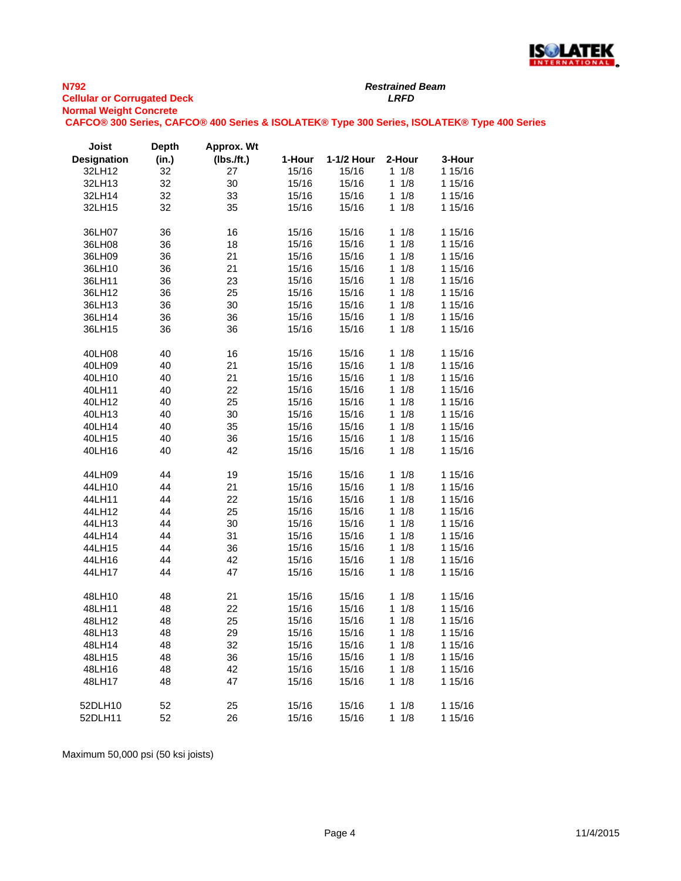**N792**
**Cellular or Corrugated Deck**
**Normal Weight Concrete**

***Restrained Beam***
***LRFD***

**CAFCO® 300 Series, CAFCO® 400 Series & ISOLATEK® Type 300 Series, ISOLATEK® Type 400 Series**

| Joist Designation | Depth (in.) | Approx. Wt (lbs./ft.) | 1-Hour | 1-1/2 Hour | 2-Hour | 3-Hour |
|---|---|---|---|---|---|---|
| 32LH12 | 32 | 27 | 15/16 | 15/16 | 1 1/8 | 1 15/16 |
| 32LH13 | 32 | 30 | 15/16 | 15/16 | 1 1/8 | 1 15/16 |
| 32LH14 | 32 | 33 | 15/16 | 15/16 | 1 1/8 | 1 15/16 |
| 32LH15 | 32 | 35 | 15/16 | 15/16 | 1 1/8 | 1 15/16 |
| | | | | | | |
| 36LH07 | 36 | 16 | 15/16 | 15/16 | 1 1/8 | 1 15/16 |
| 36LH08 | 36 | 18 | 15/16 | 15/16 | 1 1/8 | 1 15/16 |
| 36LH09 | 36 | 21 | 15/16 | 15/16 | 1 1/8 | 1 15/16 |
| 36LH10 | 36 | 21 | 15/16 | 15/16 | 1 1/8 | 1 15/16 |
| 36LH11 | 36 | 23 | 15/16 | 15/16 | 1 1/8 | 1 15/16 |
| 36LH12 | 36 | 25 | 15/16 | 15/16 | 1 1/8 | 1 15/16 |
| 36LH13 | 36 | 30 | 15/16 | 15/16 | 1 1/8 | 1 15/16 |
| 36LH14 | 36 | 36 | 15/16 | 15/16 | 1 1/8 | 1 15/16 |
| 36LH15 | 36 | 36 | 15/16 | 15/16 | 1 1/8 | 1 15/16 |
| | | | | | | |
| 40LH08 | 40 | 16 | 15/16 | 15/16 | 1 1/8 | 1 15/16 |
| 40LH09 | 40 | 21 | 15/16 | 15/16 | 1 1/8 | 1 15/16 |
| 40LH10 | 40 | 21 | 15/16 | 15/16 | 1 1/8 | 1 15/16 |
| 40LH11 | 40 | 22 | 15/16 | 15/16 | 1 1/8 | 1 15/16 |
| 40LH12 | 40 | 25 | 15/16 | 15/16 | 1 1/8 | 1 15/16 |
| 40LH13 | 40 | 30 | 15/16 | 15/16 | 1 1/8 | 1 15/16 |
| 40LH14 | 40 | 35 | 15/16 | 15/16 | 1 1/8 | 1 15/16 |
| 40LH15 | 40 | 36 | 15/16 | 15/16 | 1 1/8 | 1 15/16 |
| 40LH16 | 40 | 42 | 15/16 | 15/16 | 1 1/8 | 1 15/16 |
| | | | | | | |
| 44LH09 | 44 | 19 | 15/16 | 15/16 | 1 1/8 | 1 15/16 |
| 44LH10 | 44 | 21 | 15/16 | 15/16 | 1 1/8 | 1 15/16 |
| 44LH11 | 44 | 22 | 15/16 | 15/16 | 1 1/8 | 1 15/16 |
| 44LH12 | 44 | 25 | 15/16 | 15/16 | 1 1/8 | 1 15/16 |
| 44LH13 | 44 | 30 | 15/16 | 15/16 | 1 1/8 | 1 15/16 |
| 44LH14 | 44 | 31 | 15/16 | 15/16 | 1 1/8 | 1 15/16 |
| 44LH15 | 44 | 36 | 15/16 | 15/16 | 1 1/8 | 1 15/16 |
| 44LH16 | 44 | 42 | 15/16 | 15/16 | 1 1/8 | 1 15/16 |
| 44LH17 | 44 | 47 | 15/16 | 15/16 | 1 1/8 | 1 15/16 |
| | | | | | | |
| 48LH10 | 48 | 21 | 15/16 | 15/16 | 1 1/8 | 1 15/16 |
| 48LH11 | 48 | 22 | 15/16 | 15/16 | 1 1/8 | 1 15/16 |
| 48LH12 | 48 | 25 | 15/16 | 15/16 | 1 1/8 | 1 15/16 |
| 48LH13 | 48 | 29 | 15/16 | 15/16 | 1 1/8 | 1 15/16 |
| 48LH14 | 48 | 32 | 15/16 | 15/16 | 1 1/8 | 1 15/16 |
| 48LH15 | 48 | 36 | 15/16 | 15/16 | 1 1/8 | 1 15/16 |
| 48LH16 | 48 | 42 | 15/16 | 15/16 | 1 1/8 | 1 15/16 |
| 48LH17 | 48 | 47 | 15/16 | 15/16 | 1 1/8 | 1 15/16 |
| | | | | | | |
| 52DLH10 | 52 | 25 | 15/16 | 15/16 | 1 1/8 | 1 15/16 |
| 52DLH11 | 52 | 26 | 15/16 | 15/16 | 1 1/8 | 1 15/16 |

Maximum 50,000 psi (50 ksi joists)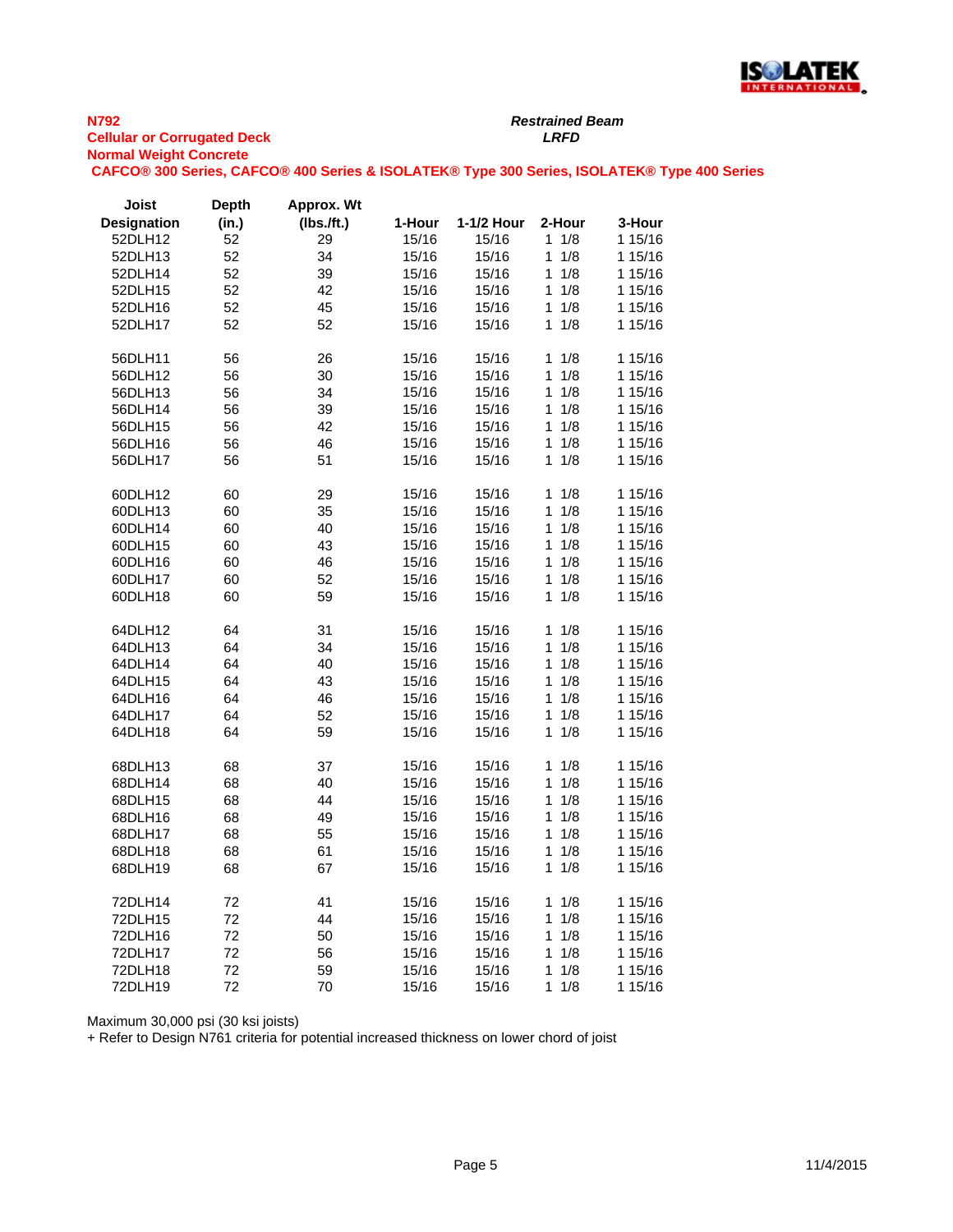**N792**
**Cellular or Corrugated Deck**
**Normal Weight Concrete**

***Restrained Beam***
***LRFD***

**CAFCO® 300 Series, CAFCO® 400 Series & ISOLATEK® Type 300 Series, ISOLATEK® Type 400 Series**

| Joist Designation | Depth (in.) | Approx. Wt (lbs./ft.) | 1-Hour | 1-1/2 Hour | 2-Hour | 3-Hour |
|---|---|---|---|---|---|---|
| 52DLH12 | 52 | 29 | 15/16 | 15/16 | 1 1/8 | 1 15/16 |
| 52DLH13 | 52 | 34 | 15/16 | 15/16 | 1 1/8 | 1 15/16 |
| 52DLH14 | 52 | 39 | 15/16 | 15/16 | 1 1/8 | 1 15/16 |
| 52DLH15 | 52 | 42 | 15/16 | 15/16 | 1 1/8 | 1 15/16 |
| 52DLH16 | 52 | 45 | 15/16 | 15/16 | 1 1/8 | 1 15/16 |
| 52DLH17 | 52 | 52 | 15/16 | 15/16 | 1 1/8 | 1 15/16 |
| 56DLH11 | 56 | 26 | 15/16 | 15/16 | 1 1/8 | 1 15/16 |
| 56DLH12 | 56 | 30 | 15/16 | 15/16 | 1 1/8 | 1 15/16 |
| 56DLH13 | 56 | 34 | 15/16 | 15/16 | 1 1/8 | 1 15/16 |
| 56DLH14 | 56 | 39 | 15/16 | 15/16 | 1 1/8 | 1 15/16 |
| 56DLH15 | 56 | 42 | 15/16 | 15/16 | 1 1/8 | 1 15/16 |
| 56DLH16 | 56 | 46 | 15/16 | 15/16 | 1 1/8 | 1 15/16 |
| 56DLH17 | 56 | 51 | 15/16 | 15/16 | 1 1/8 | 1 15/16 |
| 60DLH12 | 60 | 29 | 15/16 | 15/16 | 1 1/8 | 1 15/16 |
| 60DLH13 | 60 | 35 | 15/16 | 15/16 | 1 1/8 | 1 15/16 |
| 60DLH14 | 60 | 40 | 15/16 | 15/16 | 1 1/8 | 1 15/16 |
| 60DLH15 | 60 | 43 | 15/16 | 15/16 | 1 1/8 | 1 15/16 |
| 60DLH16 | 60 | 46 | 15/16 | 15/16 | 1 1/8 | 1 15/16 |
| 60DLH17 | 60 | 52 | 15/16 | 15/16 | 1 1/8 | 1 15/16 |
| 60DLH18 | 60 | 59 | 15/16 | 15/16 | 1 1/8 | 1 15/16 |
| 64DLH12 | 64 | 31 | 15/16 | 15/16 | 1 1/8 | 1 15/16 |
| 64DLH13 | 64 | 34 | 15/16 | 15/16 | 1 1/8 | 1 15/16 |
| 64DLH14 | 64 | 40 | 15/16 | 15/16 | 1 1/8 | 1 15/16 |
| 64DLH15 | 64 | 43 | 15/16 | 15/16 | 1 1/8 | 1 15/16 |
| 64DLH16 | 64 | 46 | 15/16 | 15/16 | 1 1/8 | 1 15/16 |
| 64DLH17 | 64 | 52 | 15/16 | 15/16 | 1 1/8 | 1 15/16 |
| 64DLH18 | 64 | 59 | 15/16 | 15/16 | 1 1/8 | 1 15/16 |
| 68DLH13 | 68 | 37 | 15/16 | 15/16 | 1 1/8 | 1 15/16 |
| 68DLH14 | 68 | 40 | 15/16 | 15/16 | 1 1/8 | 1 15/16 |
| 68DLH15 | 68 | 44 | 15/16 | 15/16 | 1 1/8 | 1 15/16 |
| 68DLH16 | 68 | 49 | 15/16 | 15/16 | 1 1/8 | 1 15/16 |
| 68DLH17 | 68 | 55 | 15/16 | 15/16 | 1 1/8 | 1 15/16 |
| 68DLH18 | 68 | 61 | 15/16 | 15/16 | 1 1/8 | 1 15/16 |
| 68DLH19 | 68 | 67 | 15/16 | 15/16 | 1 1/8 | 1 15/16 |
| 72DLH14 | 72 | 41 | 15/16 | 15/16 | 1 1/8 | 1 15/16 |
| 72DLH15 | 72 | 44 | 15/16 | 15/16 | 1 1/8 | 1 15/16 |
| 72DLH16 | 72 | 50 | 15/16 | 15/16 | 1 1/8 | 1 15/16 |
| 72DLH17 | 72 | 56 | 15/16 | 15/16 | 1 1/8 | 1 15/16 |
| 72DLH18 | 72 | 59 | 15/16 | 15/16 | 1 1/8 | 1 15/16 |
| 72DLH19 | 72 | 70 | 15/16 | 15/16 | 1 1/8 | 1 15/16 |

Maximum 30,000 psi (30 ksi joists)

+ Refer to Design N761 criteria for potential increased thickness on lower chord of joist